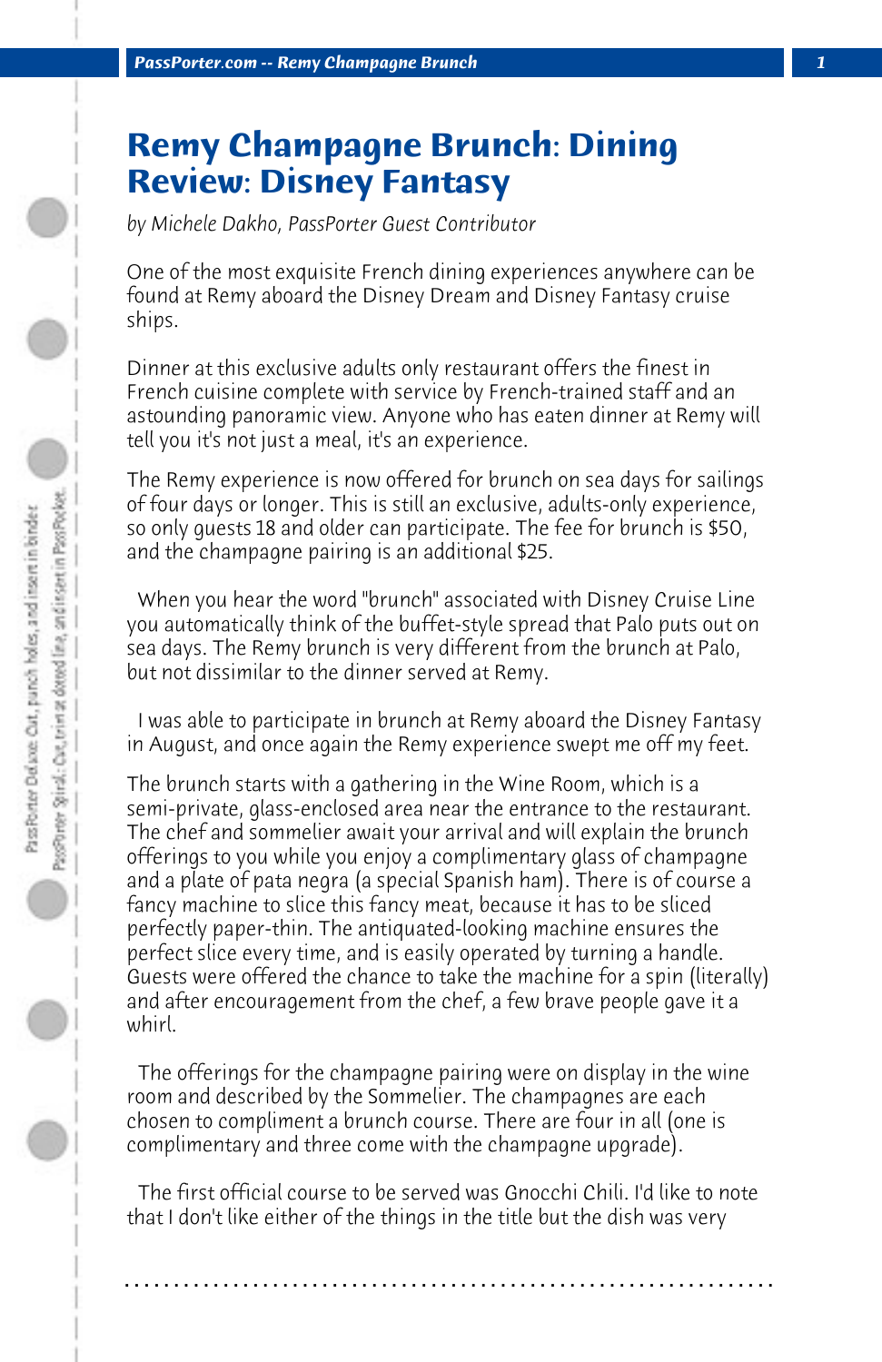# Remy Champagne Brunch: Dining Review: Disney Fantasy

*by Michele Dakho, PassPorter Guest Contributor*

One of the most exquisite French dining experiences anywhere can be found at Remy aboard the Disney Dream and Disney Fantasy cruise ships.

Dinner at this exclusive adults only restaurant offers the finest in French cuisine complete with service by French-trained staff and an astounding panoramic view. Anyone who has eaten dinner at Remy will tell you it's not just a meal, it's an experience.

The Remy experience is now offered for brunch on sea days for sailings of four days or longer. This is still an exclusive, adults-only experience, so only guests 18 and older can participate. The fee for brunch is $50, and the champagne pairing is an additional $25.

When you hear the word "brunch" associated with Disney Cruise Line you automatically think of the buffet-style spread that Palo puts out on sea days. The Remy brunch is very different from the brunch at Palo, but not dissimilar to the dinner served at Remy.

I was able to participate in brunch at Remy aboard the Disney Fantasy in August, and once again the Remy experience swept me off my feet.

The brunch starts with a gathering in the Wine Room, which is a semi-private, glass-enclosed area near the entrance to the restaurant. The chef and sommelier await your arrival and will explain the brunch offerings to you while you enjoy a complimentary glass of champagne and a plate of pata negra (a special Spanish ham). There is of course a fancy machine to slice this fancy meat, because it has to be sliced perfectly paper-thin. The antiquated-looking machine ensures the perfect slice every time, and is easily operated by turning a handle. Guests were offered the chance to take the machine for a spin (literally) and after encouragement from the chef, a few brave people gave it a whirl.

The offerings for the champagne pairing were on display in the wine room and described by the Sommelier. The champagnes are each chosen to compliment a brunch course. There are four in all (one is complimentary and three come with the champagne upgrade).

The first official course to be served was Gnocchi Chili. I'd like to note that I don't like either of the things in the title but the dish was very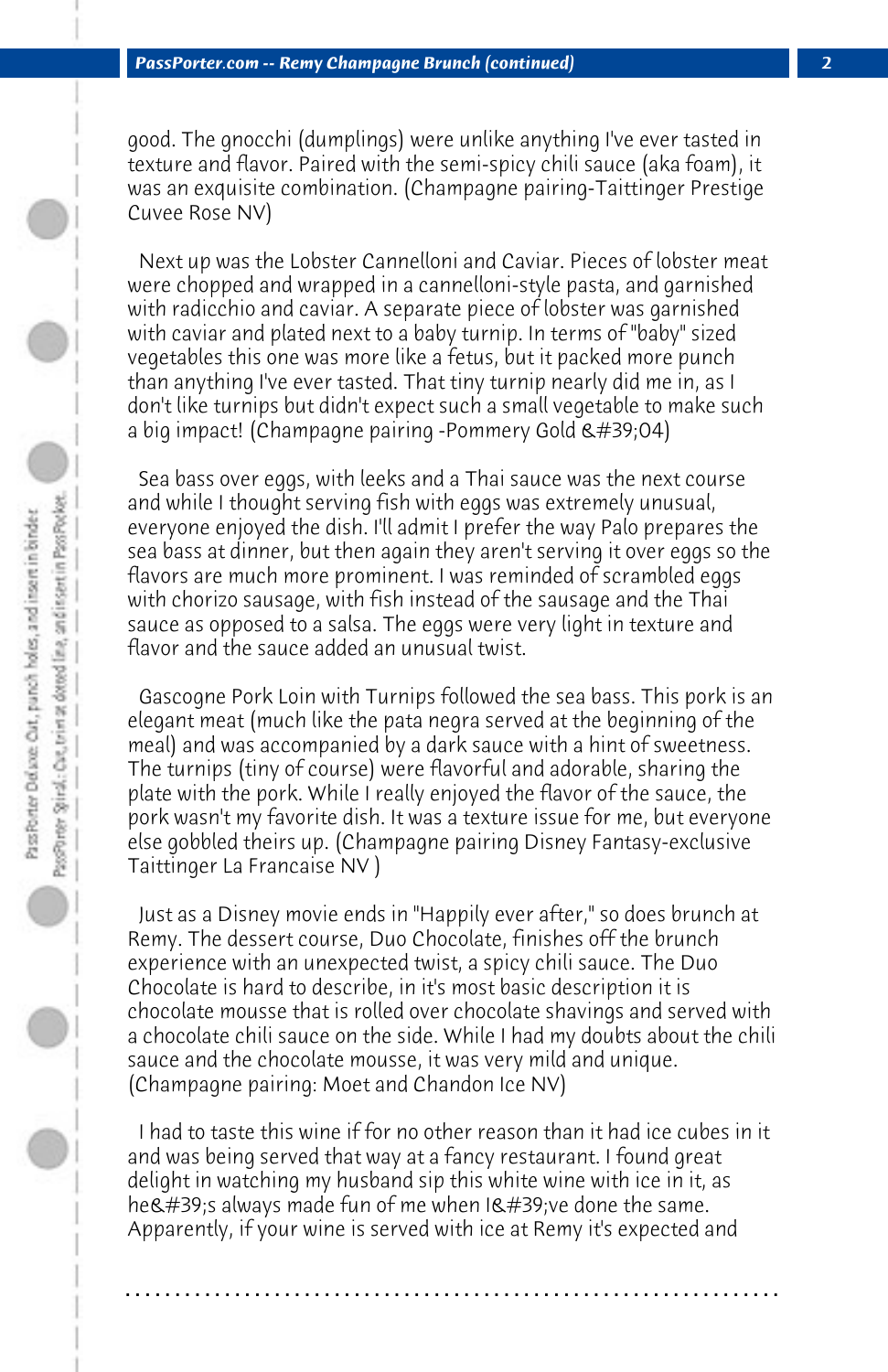good. The gnocchi (dumplings) were unlike anything I've ever tasted in texture and flavor. Paired with the semi-spicy chili sauce (aka foam), it was an exquisite combination. (Champagne pairing-Taittinger Prestige Cuvee Rose NV)

Next up was the Lobster Cannelloni and Caviar. Pieces of lobster meat were chopped and wrapped in a cannelloni-style pasta, and garnished with radicchio and caviar. A separate piece of lobster was garnished with caviar and plated next to a baby turnip. In terms of "baby" sized vegetables this one was more like a fetus, but it packed more punch than anything I've ever tasted. That tiny turnip nearly did me in, as I don't like turnips but didn't expect such a small vegetable to make such a big impact! (Champagne pairing -Pommery Gold &#39;04)

Sea bass over eggs, with leeks and a Thai sauce was the next course and while I thought serving fish with eggs was extremely unusual, everyone enjoyed the dish. I'll admit I prefer the way Palo prepares the sea bass at dinner, but then again they aren't serving it over eggs so the flavors are much more prominent. I was reminded of scrambled eggs with chorizo sausage, with fish instead of the sausage and the Thai sauce as opposed to a salsa. The eggs were very light in texture and flavor and the sauce added an unusual twist.

Gascogne Pork Loin with Turnips followed the sea bass. This pork is an elegant meat (much like the pata negra served at the beginning of the meal) and was accompanied by a dark sauce with a hint of sweetness. The turnips (tiny of course) were flavorful and adorable, sharing the plate with the pork. While I really enjoyed the flavor of the sauce, the pork wasn't my favorite dish. It was a texture issue for me, but everyone else gobbled theirs up. (Champagne pairing Disney Fantasy-exclusive Taittinger La Francaise NV )

Just as a Disney movie ends in "Happily ever after," so does brunch at Remy. The dessert course, Duo Chocolate, finishes off the brunch experience with an unexpected twist, a spicy chili sauce. The Duo Chocolate is hard to describe, in it's most basic description it is chocolate mousse that is rolled over chocolate shavings and served with a chocolate chili sauce on the side. While I had my doubts about the chili sauce and the chocolate mousse, it was very mild and unique. (Champagne pairing: Moet and Chandon Ice NV)

I had to taste this wine if for no other reason than it had ice cubes in it and was being served that way at a fancy restaurant. I found great delight in watching my husband sip this white wine with ice in it, as he&#39;s always made fun of me when I&#39;ve done the same. Apparently, if your wine is served with ice at Remy it's expected and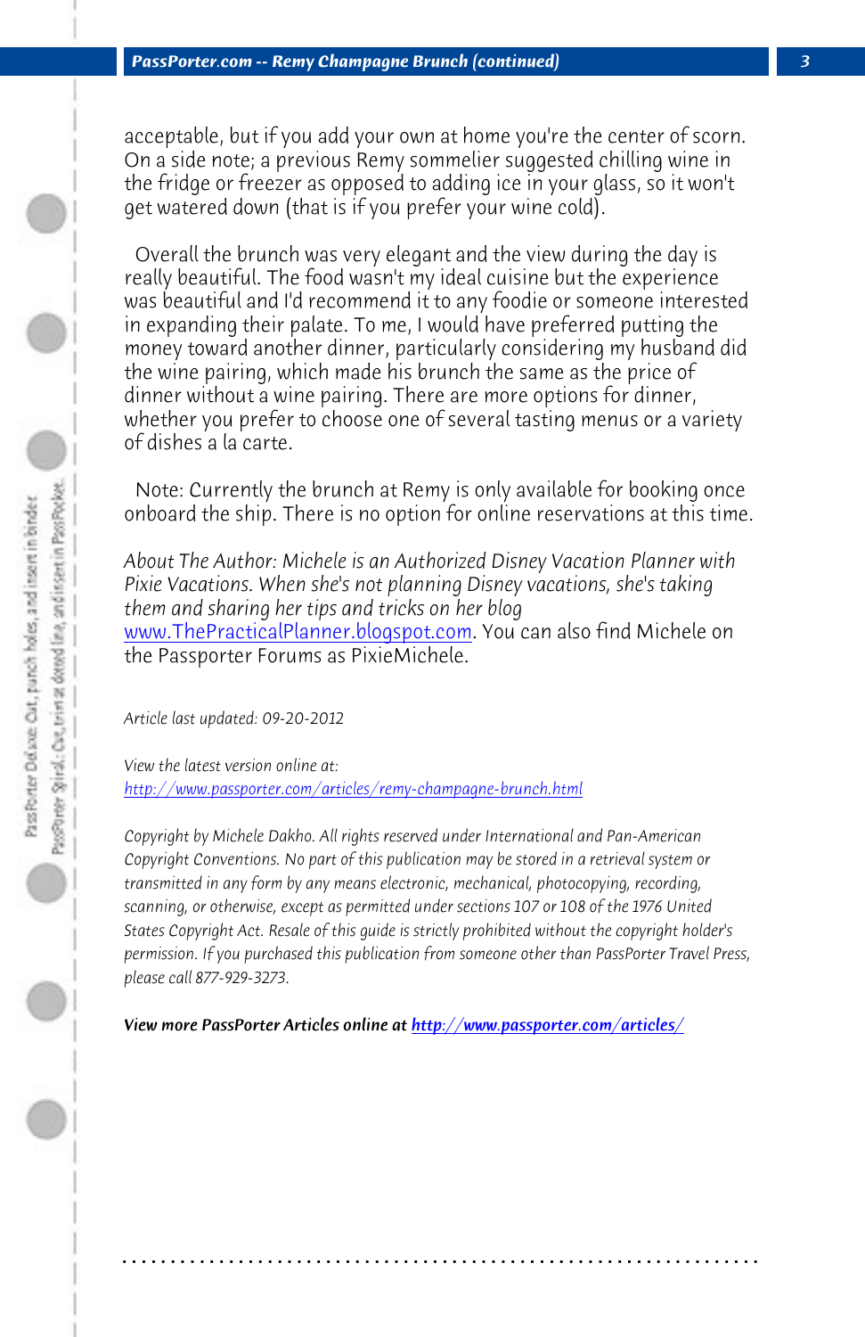acceptable, but if you add your own at home you're the center of scorn. On a side note; a previous Remy sommelier suggested chilling wine in the fridge or freezer as opposed to adding ice in your glass, so it won't get watered down (that is if you prefer your wine cold).

Overall the brunch was very elegant and the view during the day is really beautiful. The food wasn't my ideal cuisine but the experience was beautiful and I'd recommend it to any foodie or someone interested in expanding their palate. To me, I would have preferred putting the money toward another dinner, particularly considering my husband did the wine pairing, which made his brunch the same as the price of dinner without a wine pairing. There are more options for dinner, whether you prefer to choose one of several tasting menus or a variety of dishes a la carte.

Note: Currently the brunch at Remy is only available for booking once onboard the ship. There is no option for online reservations at this time.

*About The Author: Michele is an Authorized Disney Vacation Planner with Pixie Vacations. When she's not planning Disney vacations, she's taking them and sharing her tips and tricks on her blog* www.ThePracticalPlanner.blogspot.com. You can also find Michele on the Passporter Forums as PixieMichele.

*Article last updated: 09-20-2012*

*View the latest version online at:*
*http://www.passporter.com/articles/remy-champagne-brunch.html*

*Copyright by Michele Dakho. All rights reserved under International and Pan-American Copyright Conventions. No part of this publication may be stored in a retrieval system or transmitted in any form by any means electronic, mechanical, photocopying, recording, scanning, or otherwise, except as permitted under sections 107 or 108 of the 1976 United States Copyright Act. Resale of this guide is strictly prohibited without the copyright holder's permission. If you purchased this publication from someone other than PassPorter Travel Press, please call 877-929-3273.*

***View more PassPorter Articles online at http://www.passporter.com/articles/***